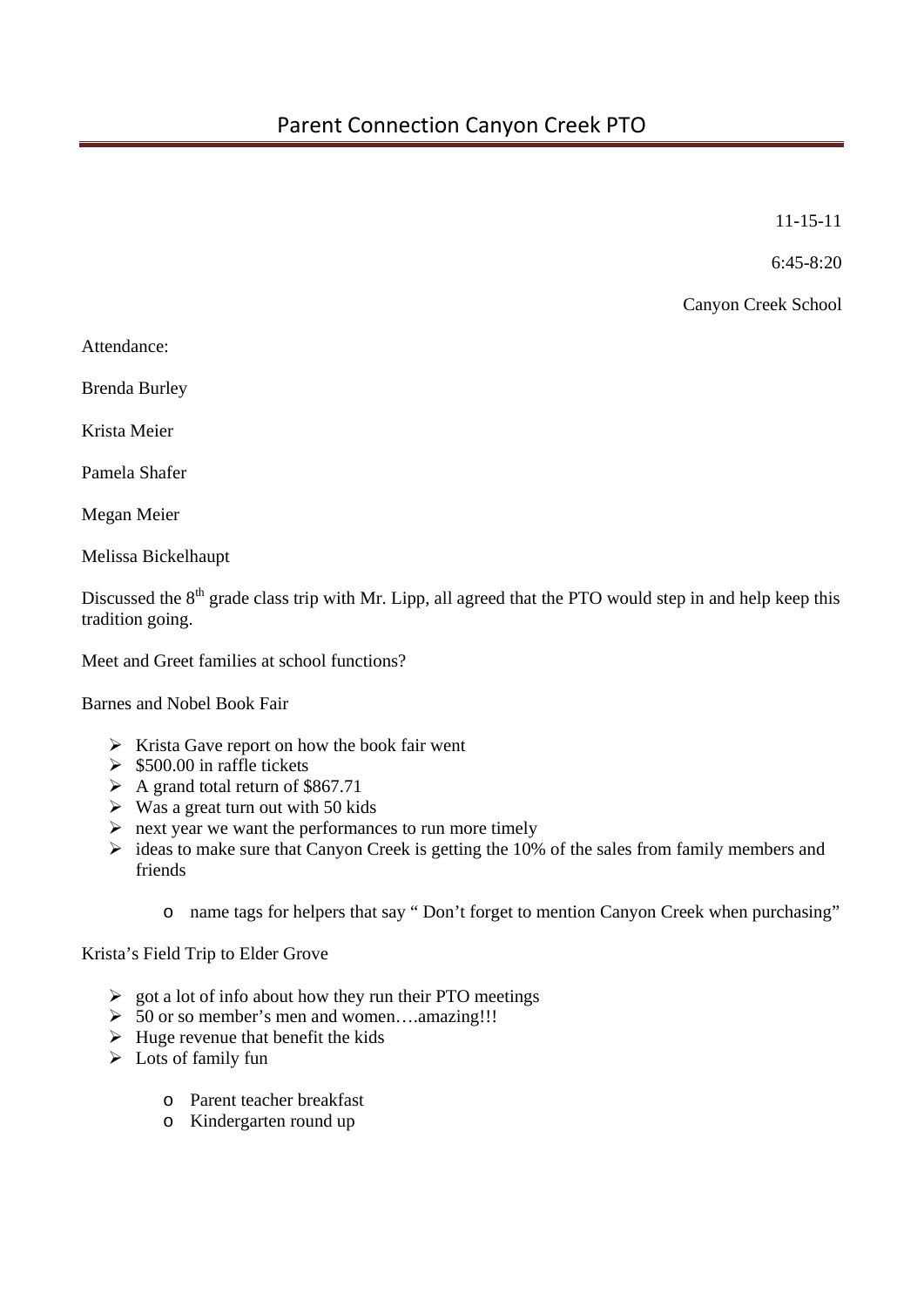# Parent Connection Canyon Creek PTO

11-15-11

6:45-8:20

Canyon Creek School

Attendance:

Brenda Burley

Krista Meier

Pamela Shafer

Megan Meier

Melissa Bickelhaupt

Discussed the 8th grade class trip with Mr. Lipp, all agreed that the PTO would step in and help keep this tradition going.

Meet and Greet families at school functions?

Barnes and Nobel Book Fair

- Krista Gave report on how the book fair went
- $500.00 in raffle tickets
- A grand total return of $867.71
- Was a great turn out with 50 kids
- next year we want the performances to run more timely
- ideas to make sure that Canyon Creek is getting the 10% of the sales from family members and friends
    - name tags for helpers that say " Don't forget to mention Canyon Creek when purchasing"

Krista's Field Trip to Elder Grove

- got a lot of info about how they run their PTO meetings
- 50 or so member's men and women….amazing!!!
- Huge revenue that benefit the kids
- Lots of family fun
    - Parent teacher breakfast
    - Kindergarten round up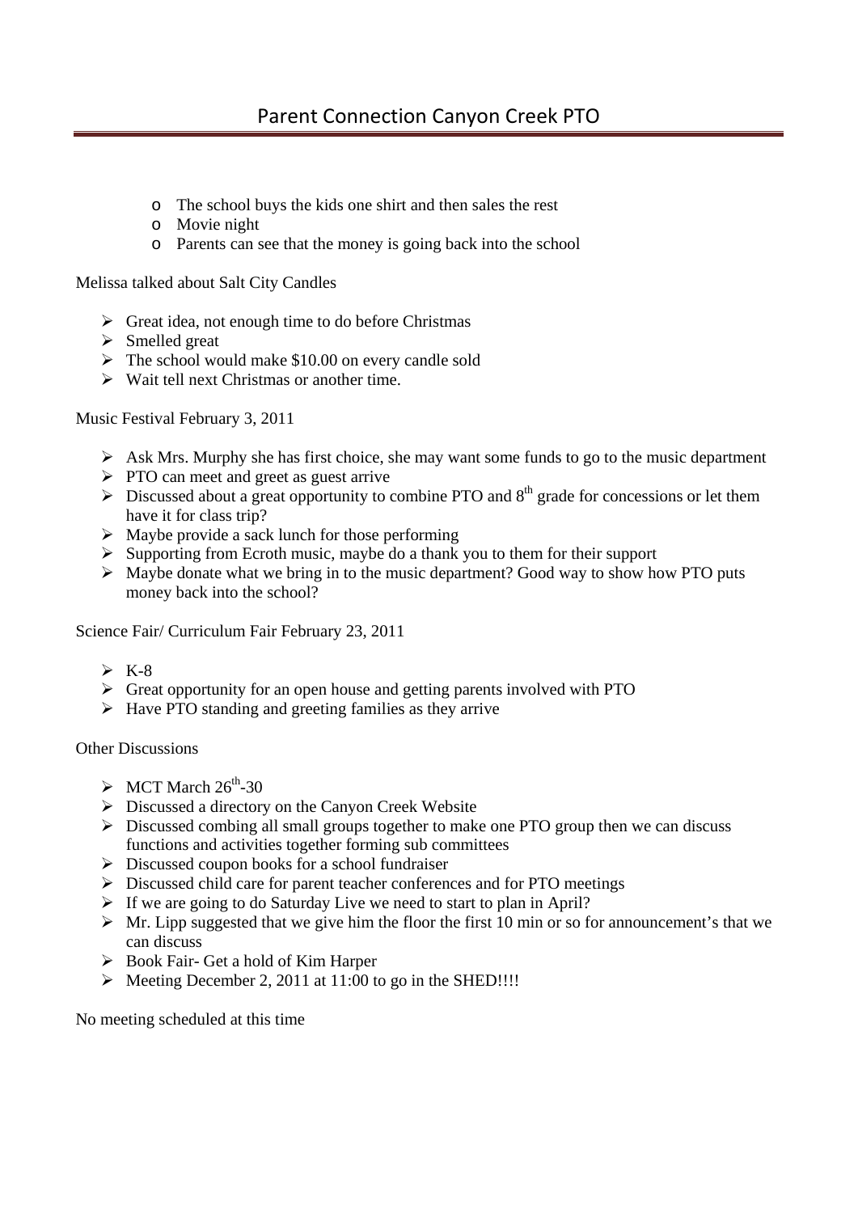- The school buys the kids one shirt and then sales the rest
- Movie night
- Parents can see that the money is going back into the school

Melissa talked about Salt City Candles

- Great idea, not enough time to do before Christmas
- Smelled great
- The school would make $10.00 on every candle sold
- Wait tell next Christmas or another time.

Music Festival February 3, 2011

- Ask Mrs. Murphy she has first choice, she may want some funds to go to the music department
- PTO can meet and greet as guest arrive
- Discussed about a great opportunity to combine PTO and 8th grade for concessions or let them have it for class trip?
- Maybe provide a sack lunch for those performing
- Supporting from Ecroth music, maybe do a thank you to them for their support
- Maybe donate what we bring in to the music department? Good way to show how PTO puts money back into the school?

Science Fair/ Curriculum Fair February 23, 2011

- K-8
- Great opportunity for an open house and getting parents involved with PTO
- Have PTO standing and greeting families as they arrive

Other Discussions

- MCT March 26th-30
- Discussed a directory on the Canyon Creek Website
- Discussed combing all small groups together to make one PTO group then we can discuss functions and activities together forming sub committees
- Discussed coupon books for a school fundraiser
- Discussed child care for parent teacher conferences and for PTO meetings
- If we are going to do Saturday Live we need to start to plan in April?
- Mr. Lipp suggested that we give him the floor the first 10 min or so for announcement's that we can discuss
- Book Fair- Get a hold of Kim Harper
- Meeting December 2, 2011 at 11:00 to go in the SHED!!!!

No meeting scheduled at this time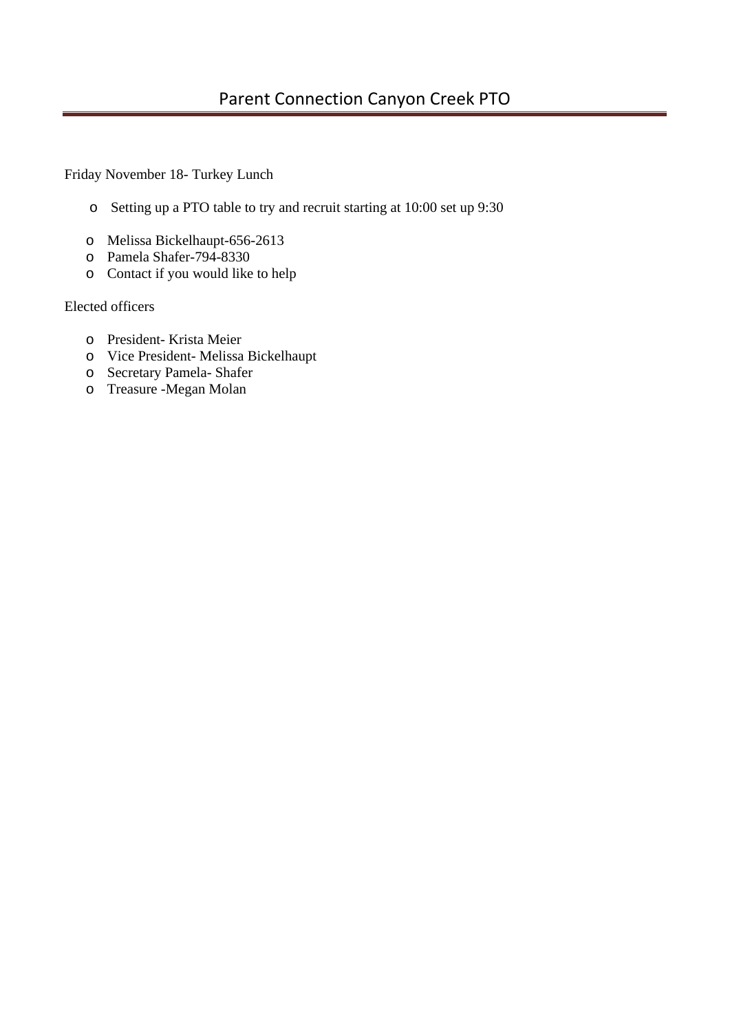# Parent Connection Canyon Creek PTO

Friday November 18- Turkey Lunch

- Setting up a PTO table to try and recruit starting at 10:00 set up 9:30

- Melissa Bickelhaupt-656-2613
- Pamela Shafer-794-8330
- Contact if you would like to help

Elected officers

- President- Krista Meier
- Vice President- Melissa Bickelhaupt
- Secretary Pamela- Shafer
- Treasure -Megan Molan